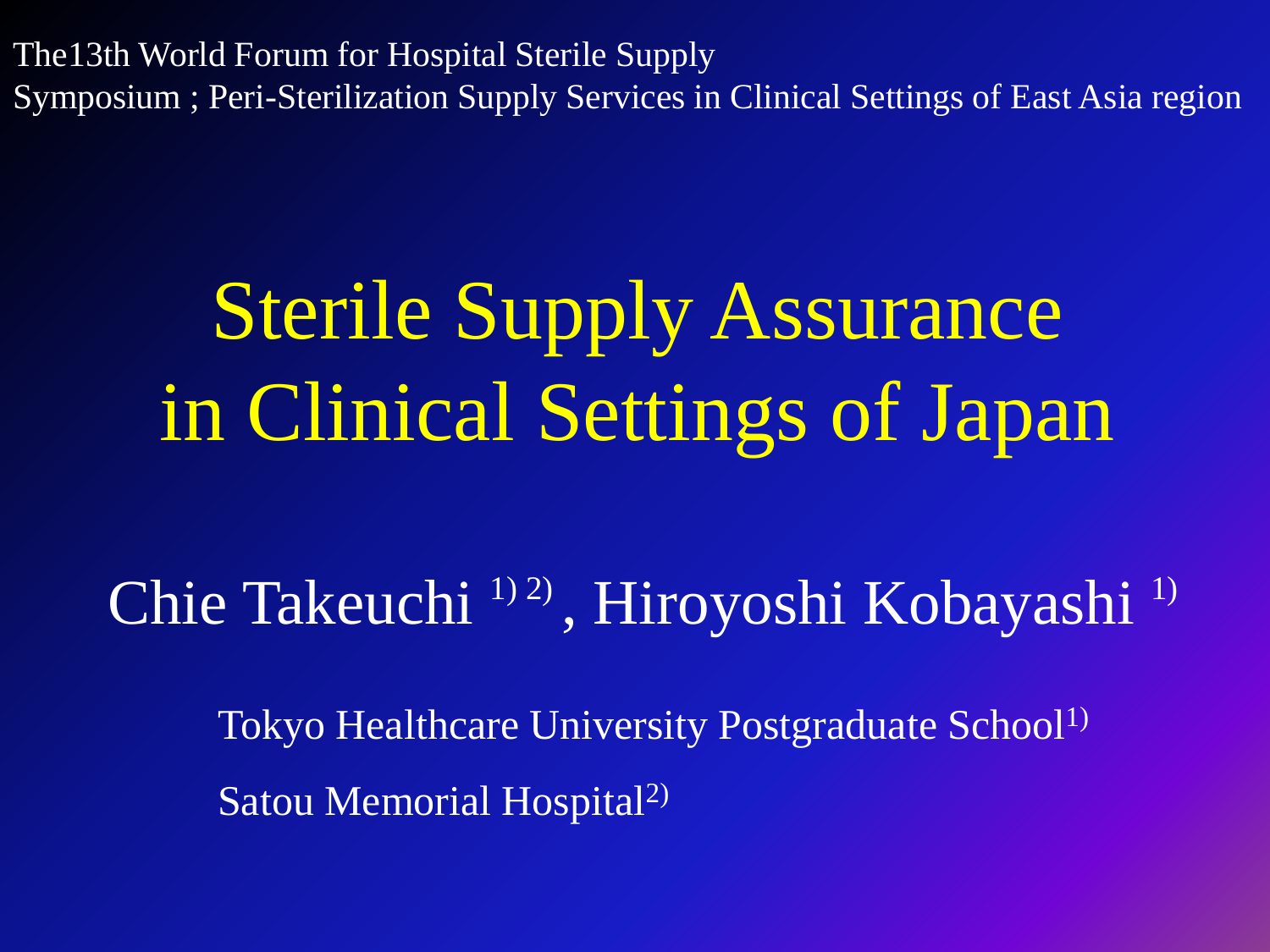The13th World Forum for Hospital Sterile Supply
Symposium ; Peri-Sterilization Supply Services in Clinical Settings of East Asia region

# Sterile Supply Assurance in Clinical Settings of Japan

Chie Takeuchi [1) 2)], Hiroyoshi Kobayashi [1)]

Tokyo Healthcare University Postgraduate School[1)]

Satou Memorial Hospital[2)]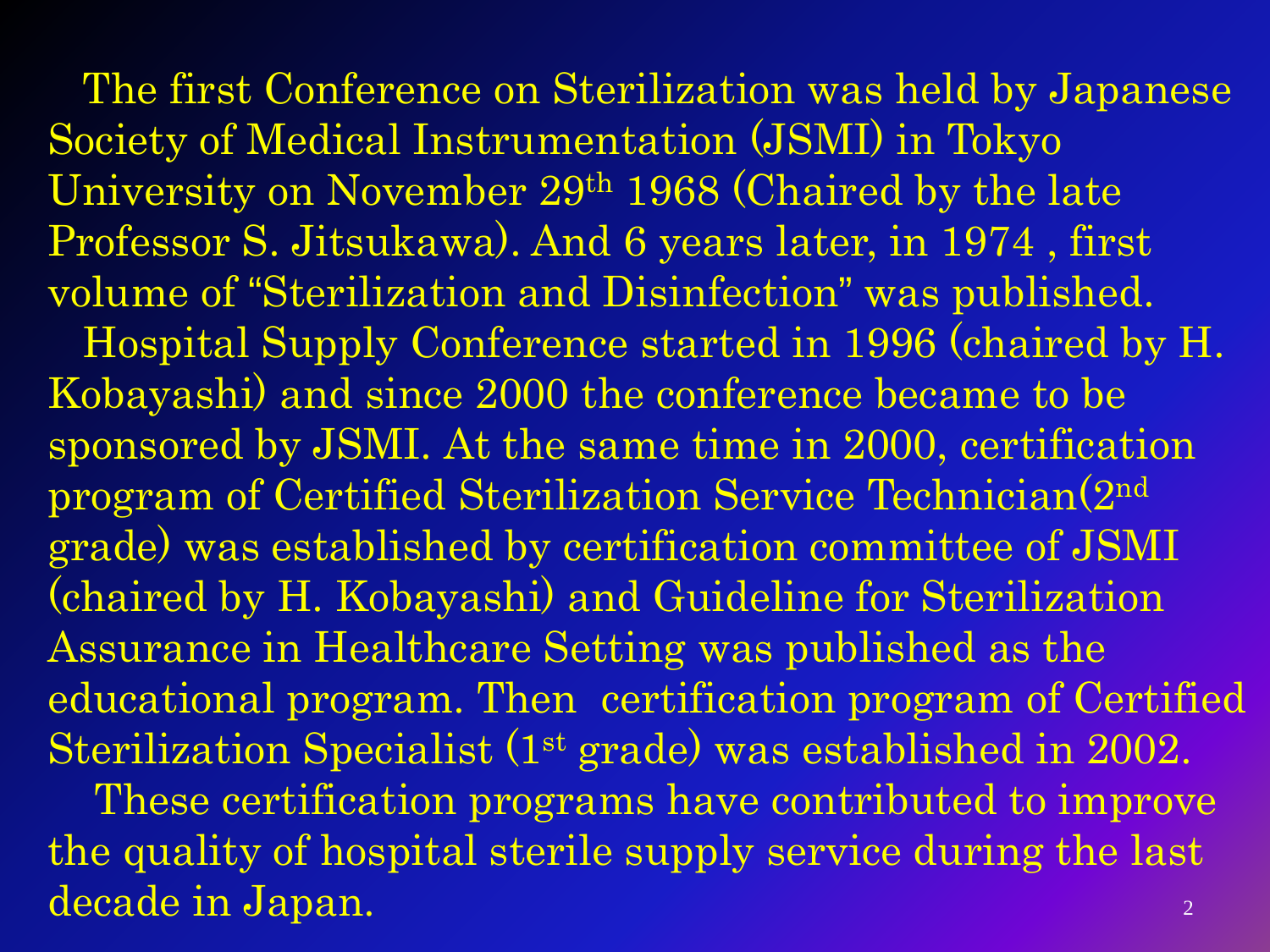The first Conference on Sterilization was held by Japanese Society of Medical Instrumentation (JSMI) in Tokyo University on November 29th 1968 (Chaired by the late Professor S. Jitsukawa). And 6 years later, in 1974 , first volume of "Sterilization and Disinfection" was published.

Hospital Supply Conference started in 1996 (chaired by H. Kobayashi) and since 2000 the conference became to be sponsored by JSMI. At the same time in 2000, certification program of Certified Sterilization Service Technician(2nd grade) was established by certification committee of JSMI (chaired by H. Kobayashi) and Guideline for Sterilization Assurance in Healthcare Setting was published as the educational program. Then certification program of Certified Sterilization Specialist (1st grade) was established in 2002.

These certification programs have contributed to improve the quality of hospital sterile supply service during the last decade in Japan.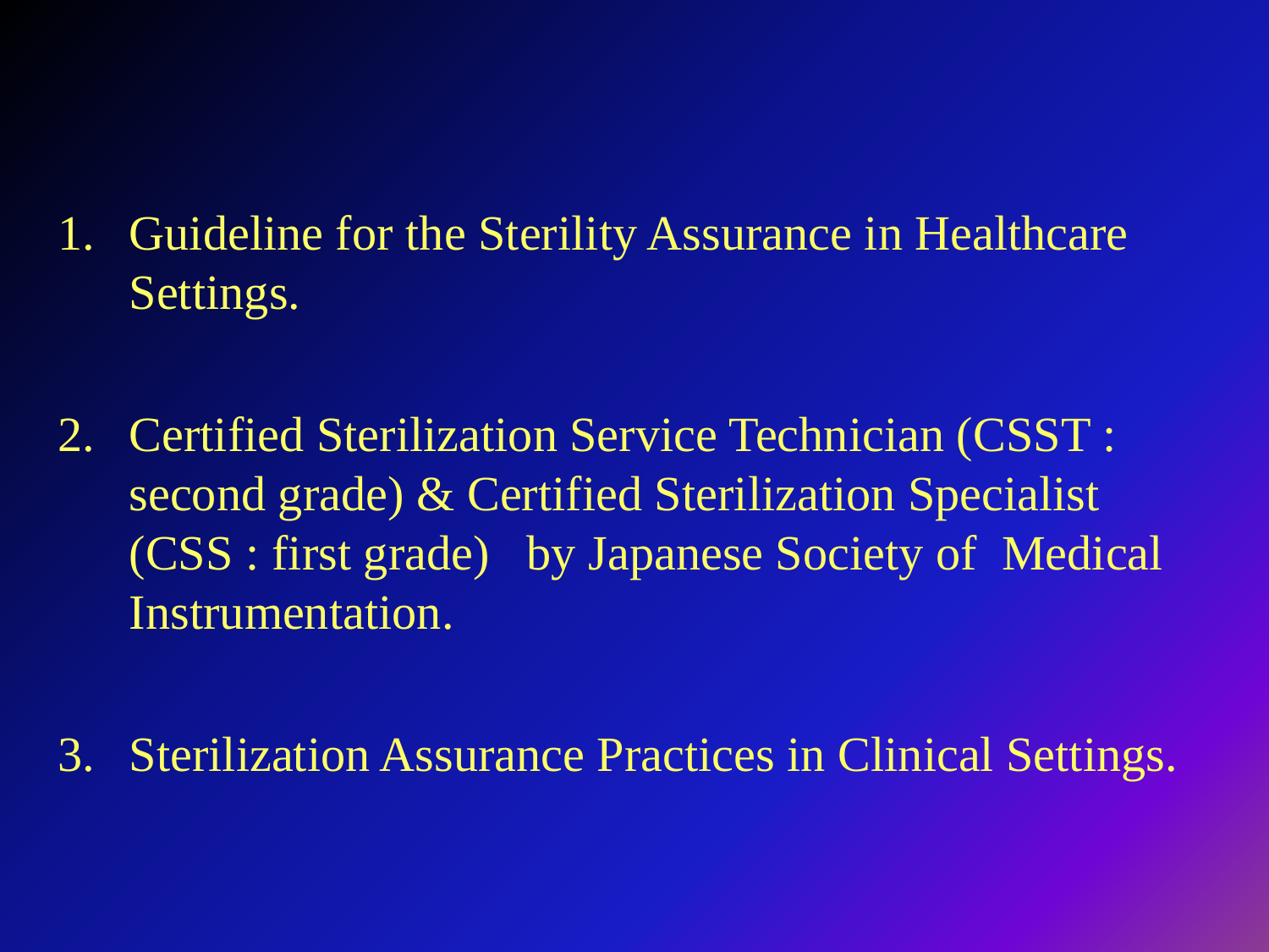1. Guideline for the Sterility Assurance in Healthcare Settings.

2. Certified Sterilization Service Technician (CSST : second grade) & Certified Sterilization Specialist (CSS : first grade) by Japanese Society of Medical Instrumentation.

3. Sterilization Assurance Practices in Clinical Settings.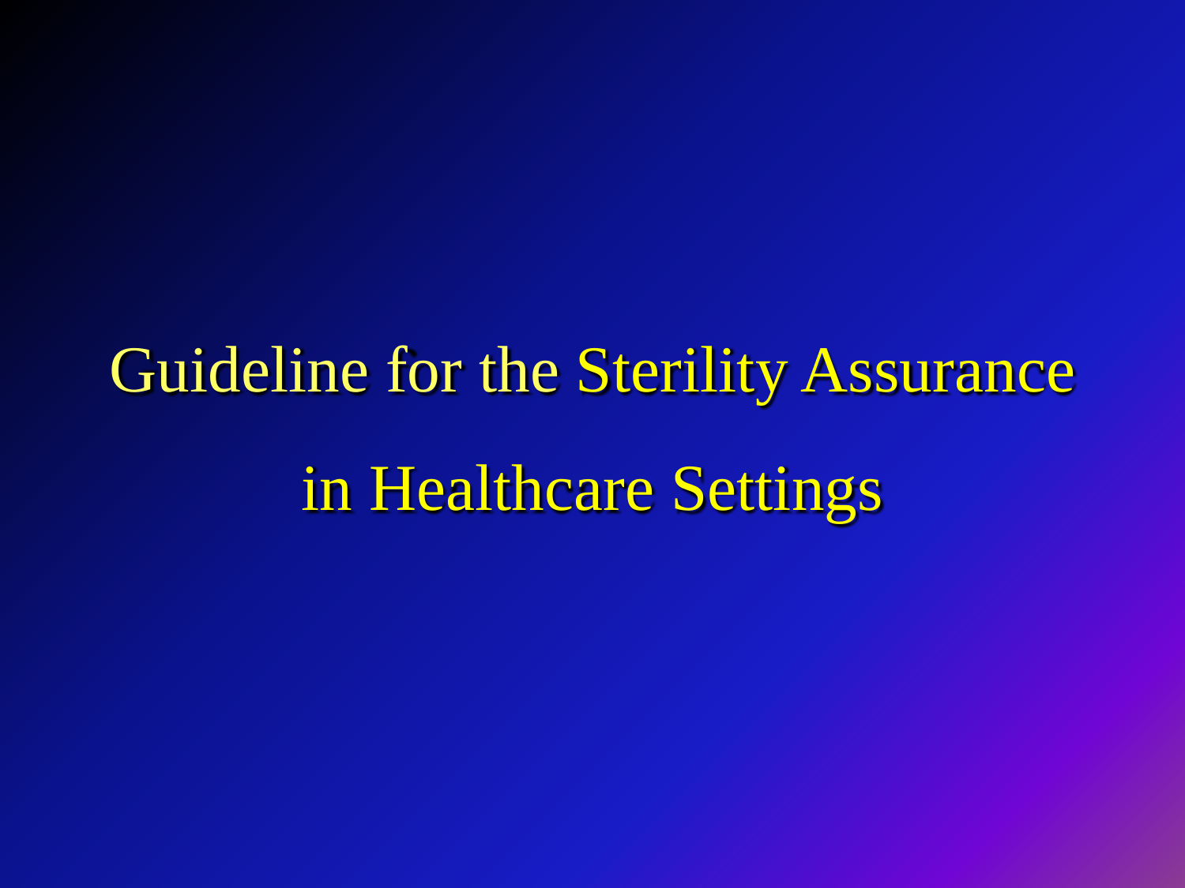# Guideline for the Sterility Assurance in Healthcare Settings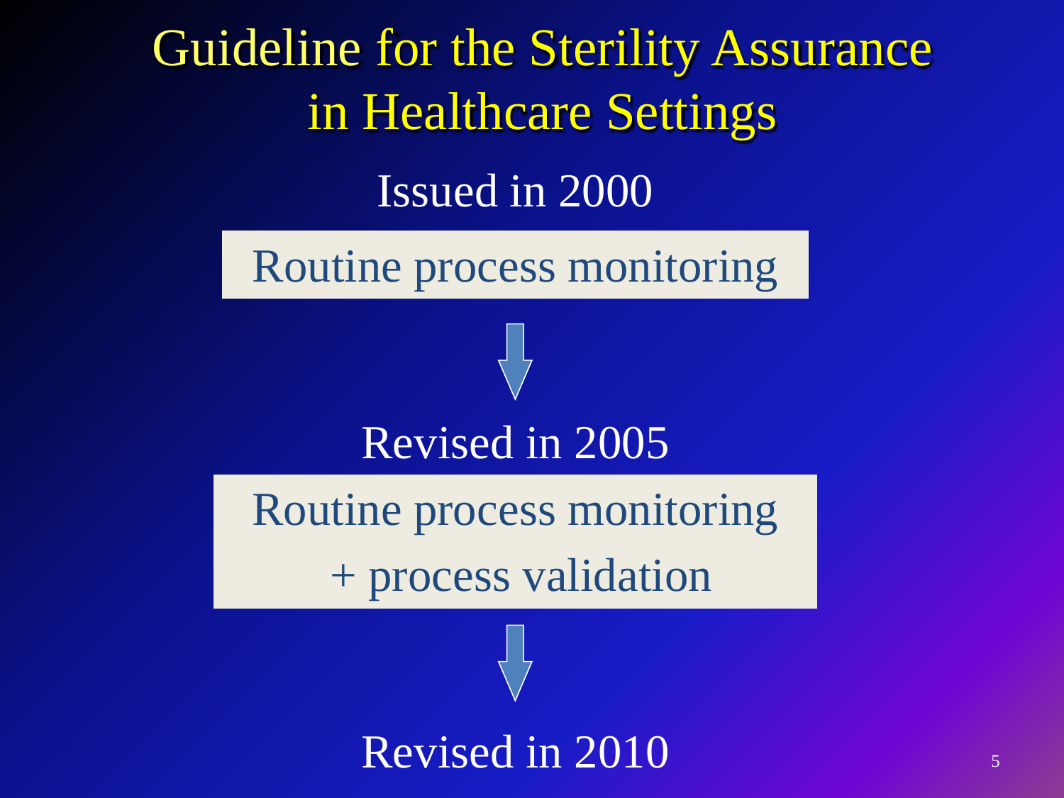# Guideline for the Sterility Assurance in Healthcare Settings

Issued in 2000

Routine process monitoring

↓

Revised in 2005

Routine process monitoring
+ process validation

↓

Revised in 2010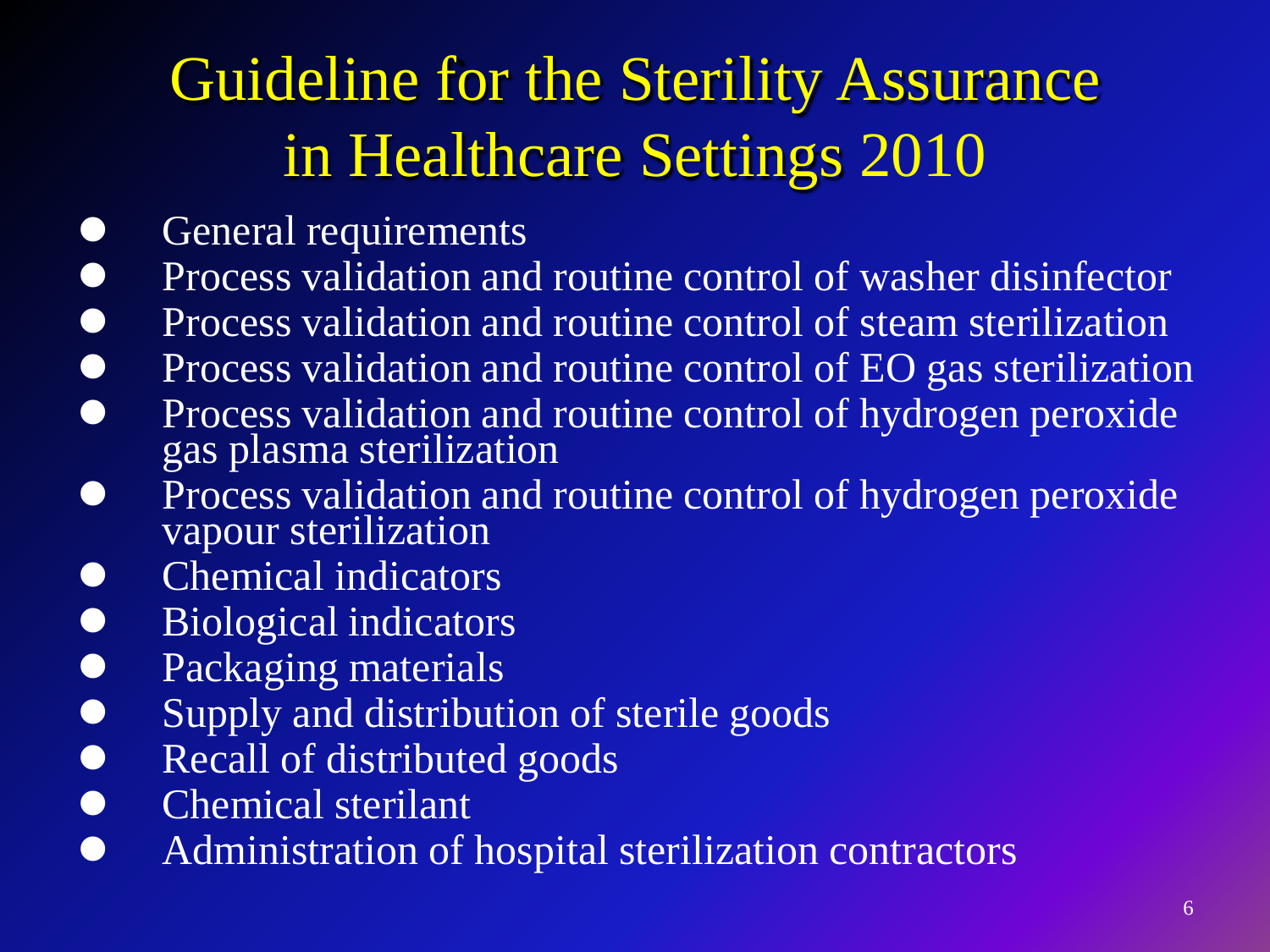# Guideline for the Sterility Assurance in Healthcare Settings 2010

- General requirements
- Process validation and routine control of washer disinfector
- Process validation and routine control of steam sterilization
- Process validation and routine control of EO gas sterilization
- Process validation and routine control of hydrogen peroxide gas plasma sterilization
- Process validation and routine control of hydrogen peroxide vapour sterilization
- Chemical indicators
- Biological indicators
- Packaging materials
- Supply and distribution of sterile goods
- Recall of distributed goods
- Chemical sterilant
- Administration of hospital sterilization contractors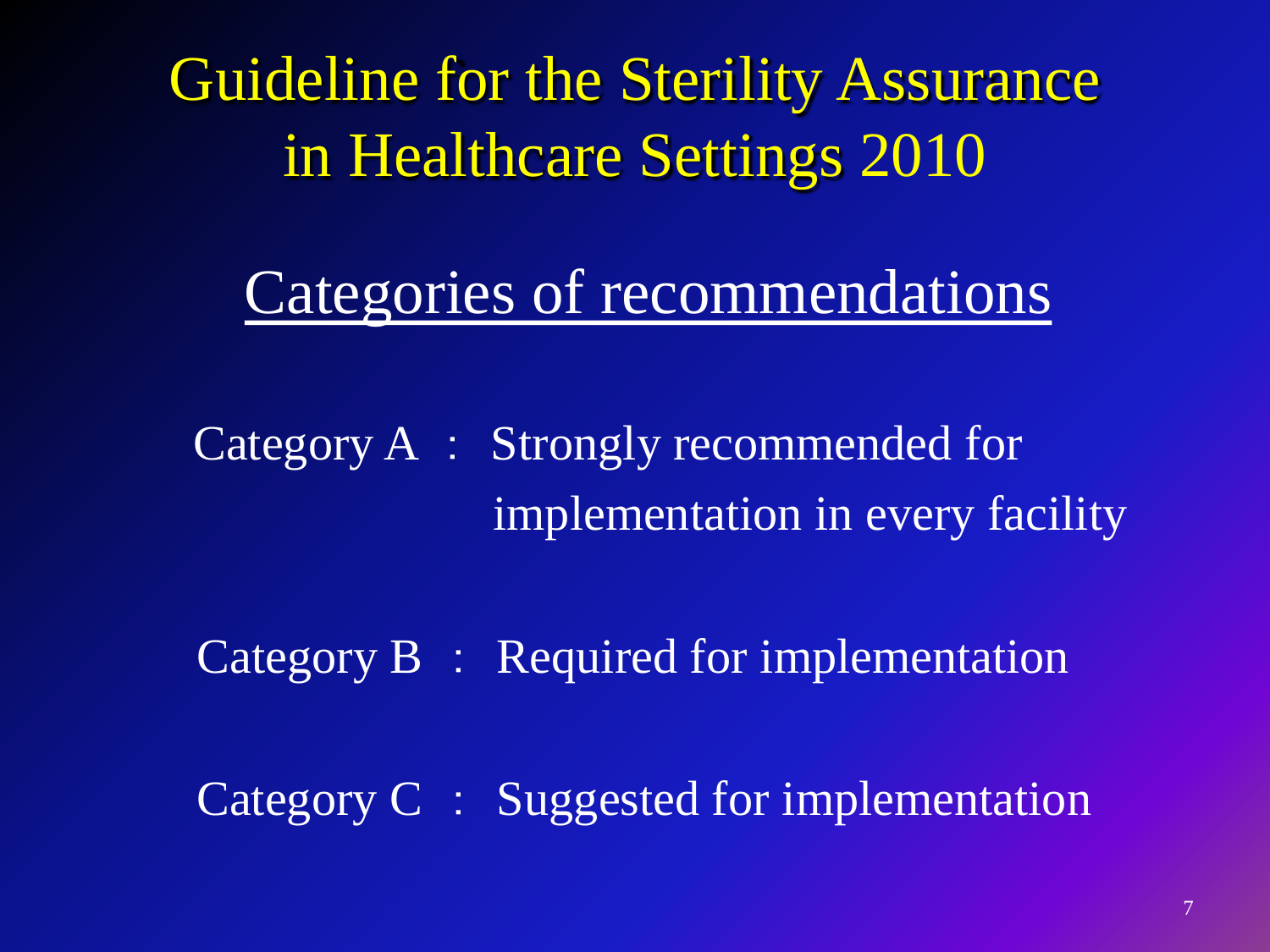# Guideline for the Sterility Assurance in Healthcare Settings 2010

## Categories of recommendations

Category A : Strongly recommended for implementation in every facility

Category B : Required for implementation

Category C : Suggested for implementation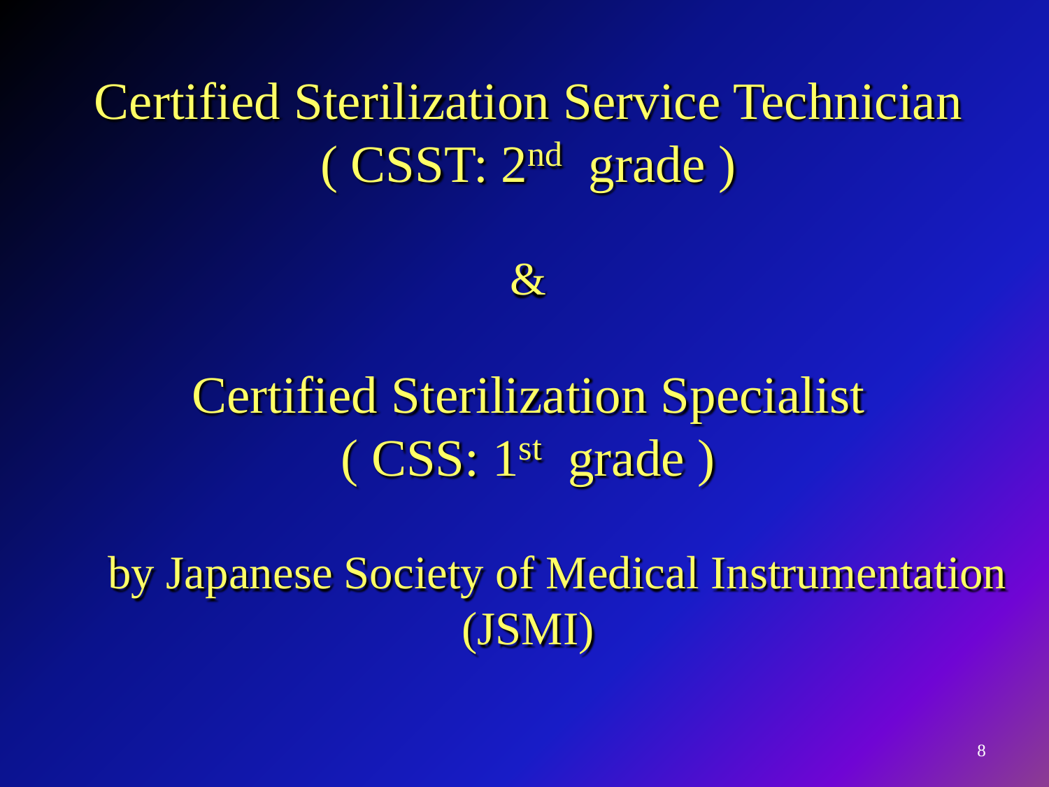# Certified Sterilization Service Technician ( CSST: 2nd grade )

&

# Certified Sterilization Specialist ( CSS: 1st grade )

by Japanese Society of Medical Instrumentation (JSMI)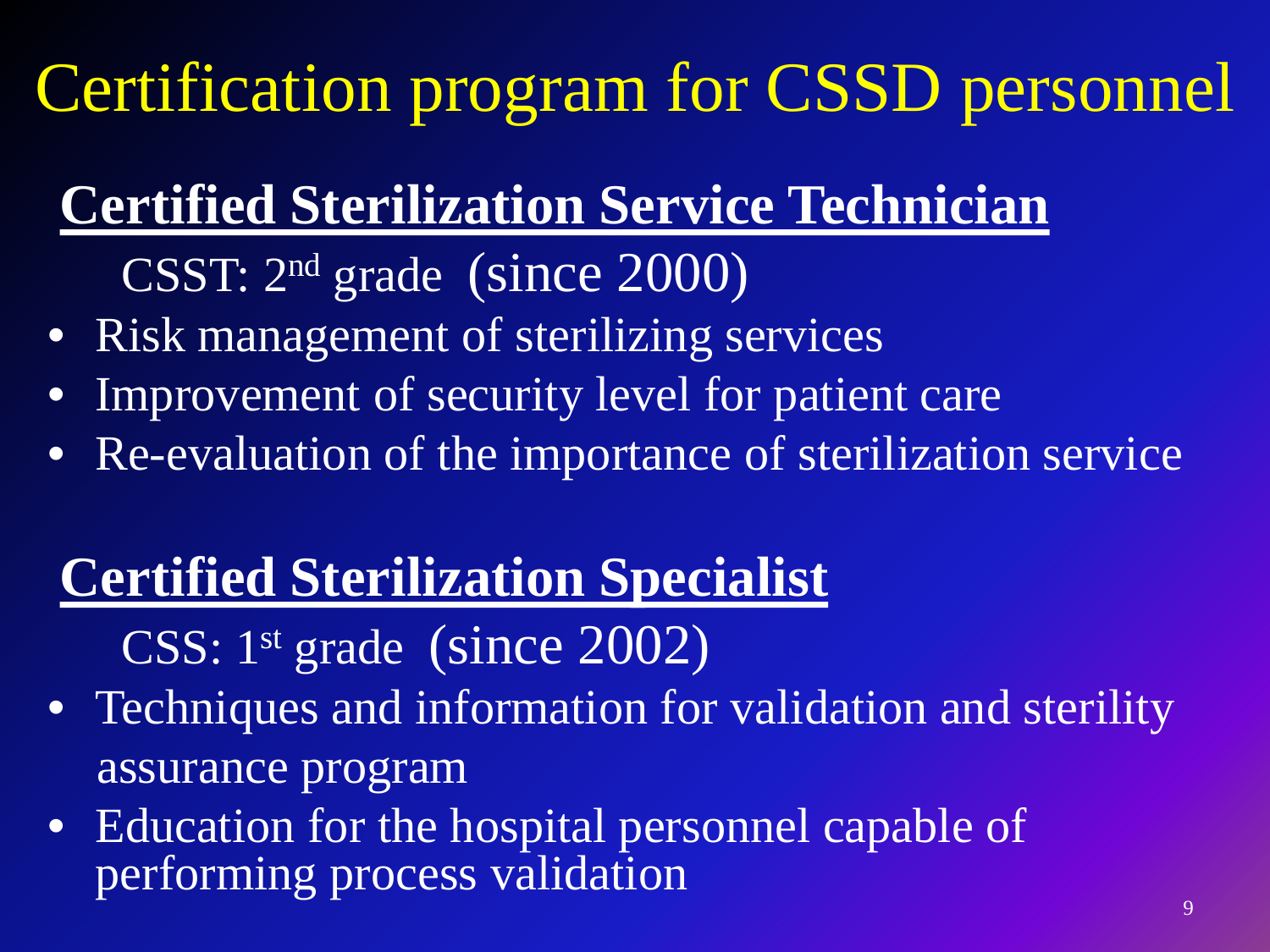# Certification program for CSSD personnel

## **Certified Sterilization Service Technician**

CSST: 2nd grade (since 2000)

- Risk management of sterilizing services
- Improvement of security level for patient care
- Re-evaluation of the importance of sterilization service

## **Certified Sterilization Specialist**

CSS: 1st grade (since 2002)

- Techniques and information for validation and sterility assurance program
- Education for the hospital personnel capable of performing process validation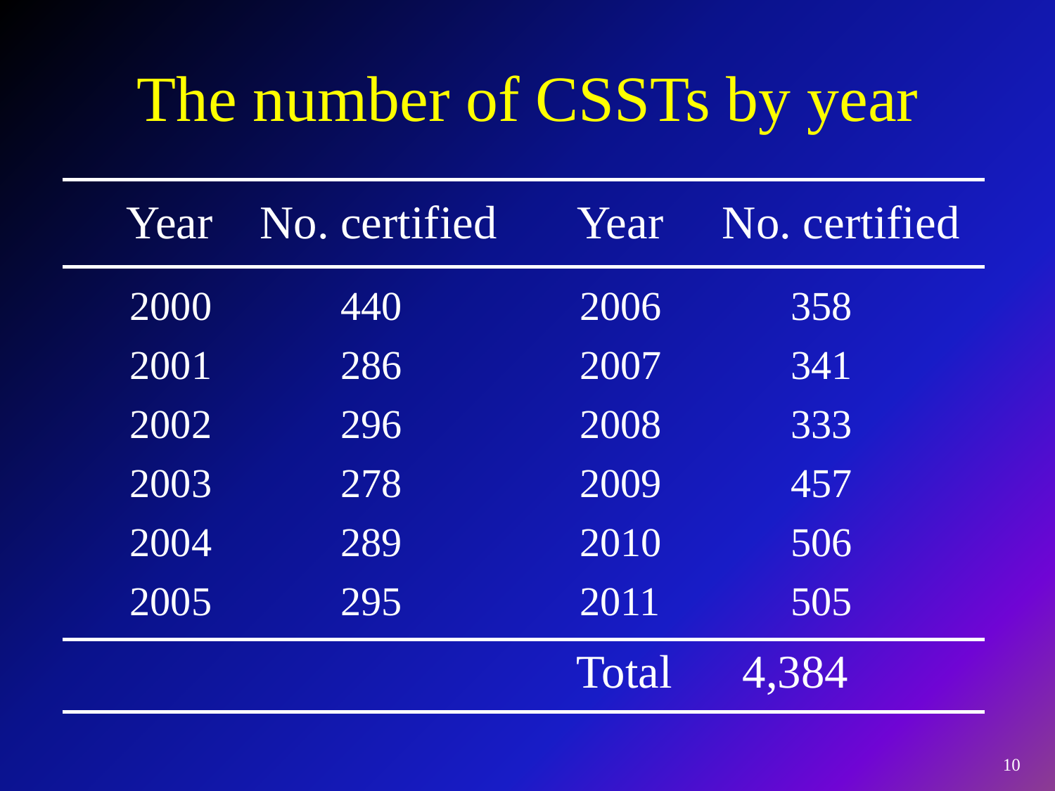# The number of CSSTs by year

| Year | No. certified | Year | No. certified |
|---|---|---|---|
| 2000 | 440 | 2006 | 358 |
| 2001 | 286 | 2007 | 341 |
| 2002 | 296 | 2008 | 333 |
| 2003 | 278 | 2009 | 457 |
| 2004 | 289 | 2010 | 506 |
| 2005 | 295 | 2011 | 505 |
| | | Total | 4,384 |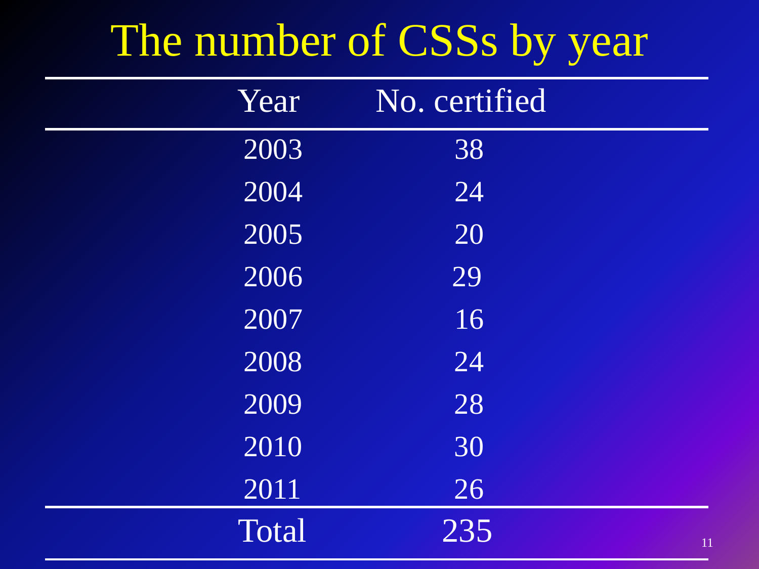# The number of CSSs by year

| Year | No. certified |
|---|---|
| 2003 | 38 |
| 2004 | 24 |
| 2005 | 20 |
| 2006 | 29 |
| 2007 | 16 |
| 2008 | 24 |
| 2009 | 28 |
| 2010 | 30 |
| 2011 | 26 |
| Total | 235 |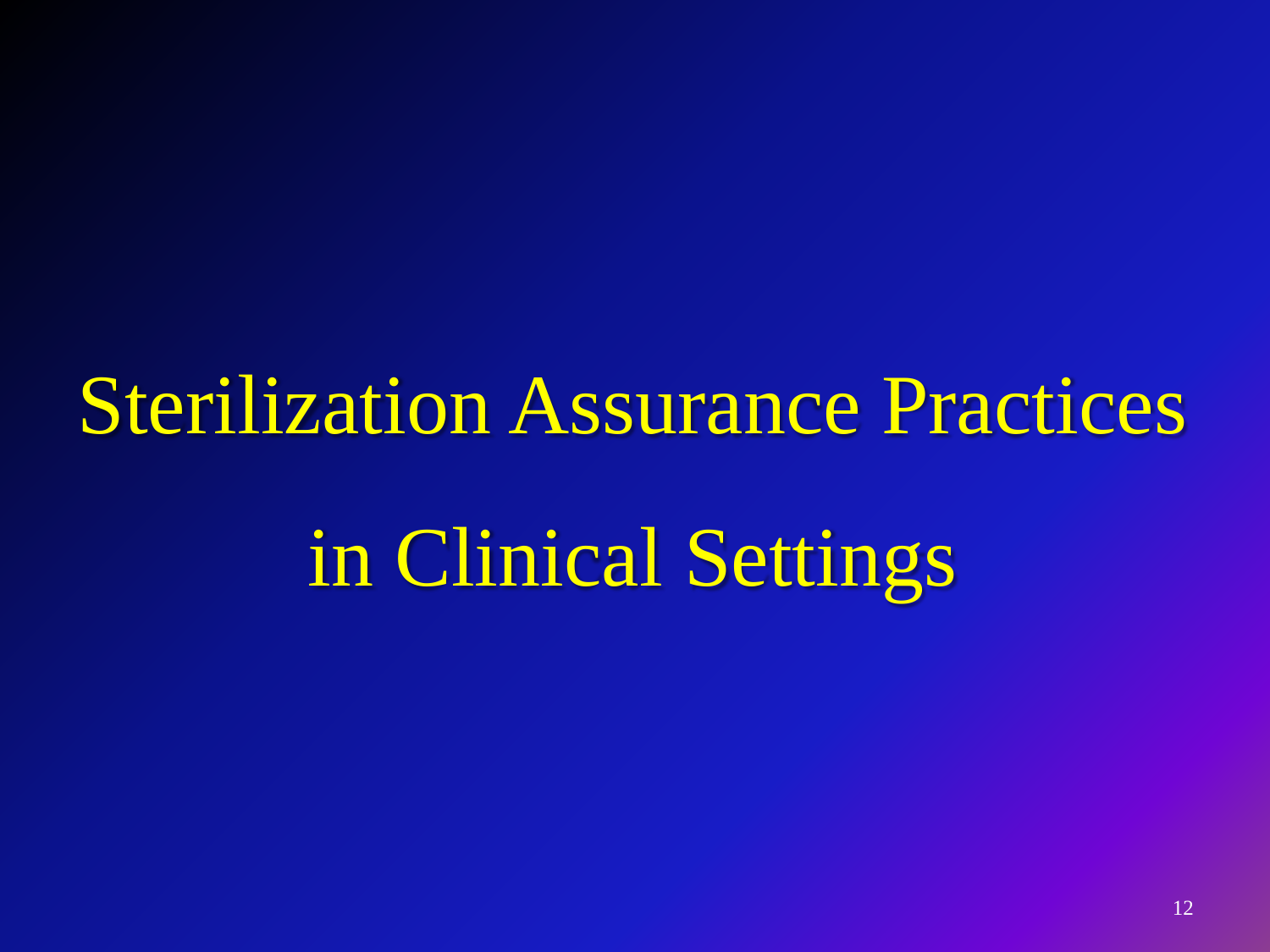# Sterilization Assurance Practices in Clinical Settings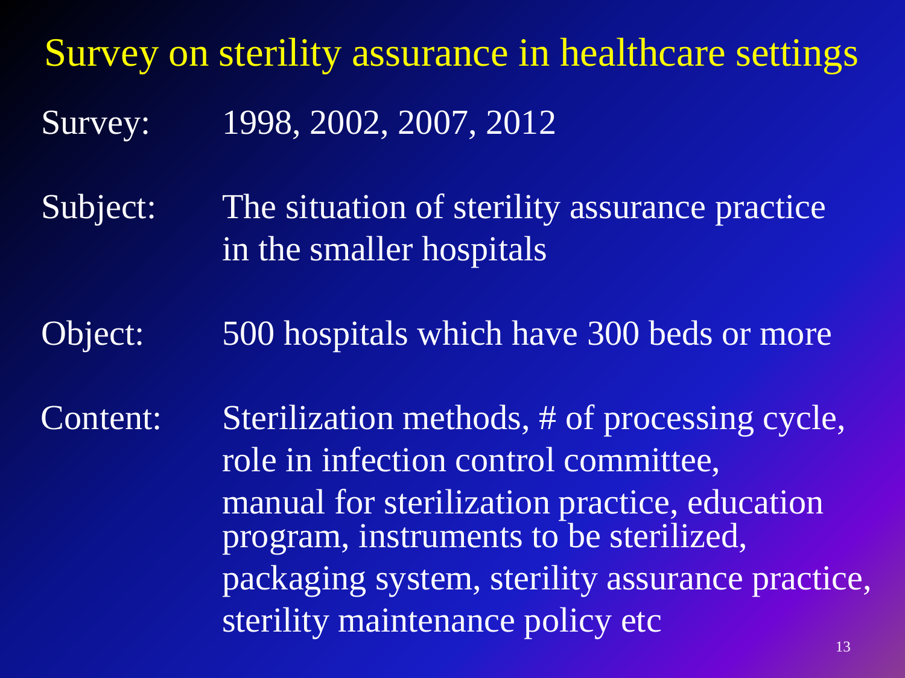# Survey on sterility assurance in healthcare settings

Survey: 1998, 2002, 2007, 2012

Subject: The situation of sterility assurance practice in the smaller hospitals

Object: 500 hospitals which have 300 beds or more

Content: Sterilization methods, # of processing cycle, role in infection control committee, manual for sterilization practice, education program, instruments to be sterilized, packaging system, sterility assurance practice, sterility maintenance policy etc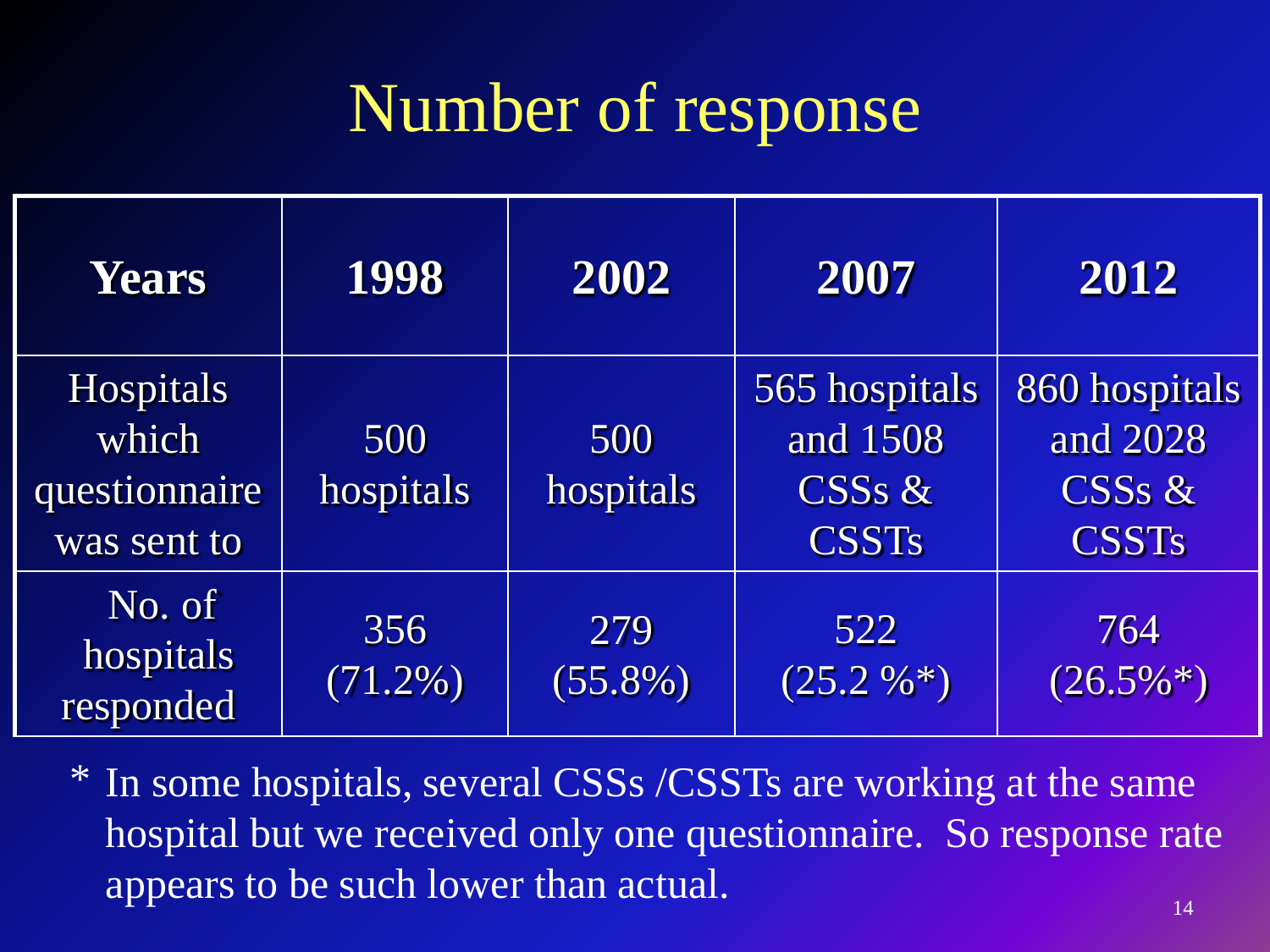# Number of response

| Years | 1998 | 2002 | 2007 | 2012 |
|---|---|---|---|---|
| Hospitals which questionnaire was sent to | 500 hospitals | 500 hospitals | 565 hospitals and 1508 CSSs & CSSTs | 860 hospitals and 2028 CSSs & CSSTs |
| No. of hospitals responded | 356 (71.2%) | 279 (55.8%) | 522 (25.2 %*) | 764 (26.5%*) |

\* In some hospitals, several CSSs /CSSTs are working at the same hospital but we received only one questionnaire. So response rate appears to be such lower than actual.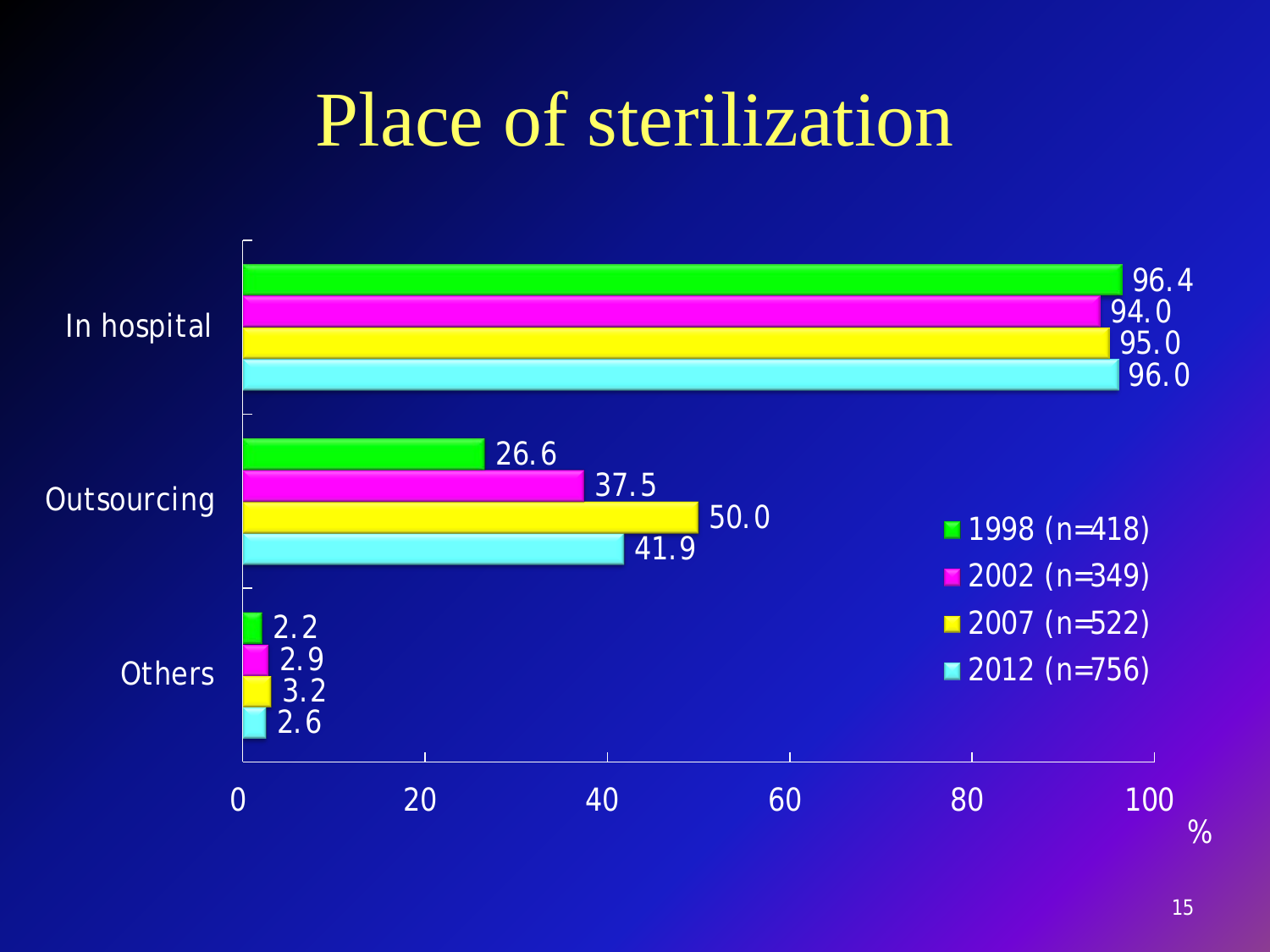# Place of sterilization

| | 1998 (n=418) | 2002 (n=349) | 2007 (n=522) | 2012 (n=756) |
|---|---|---|---|---|
| In hospital | 96.4 | 94.0 | 95.0 | 96.0 |
| Outsourcing | 26.6 | 37.5 | 50.0 | 41.9 |
| Others | 2.2 | 2.9 | 3.2 | 2.6 |

%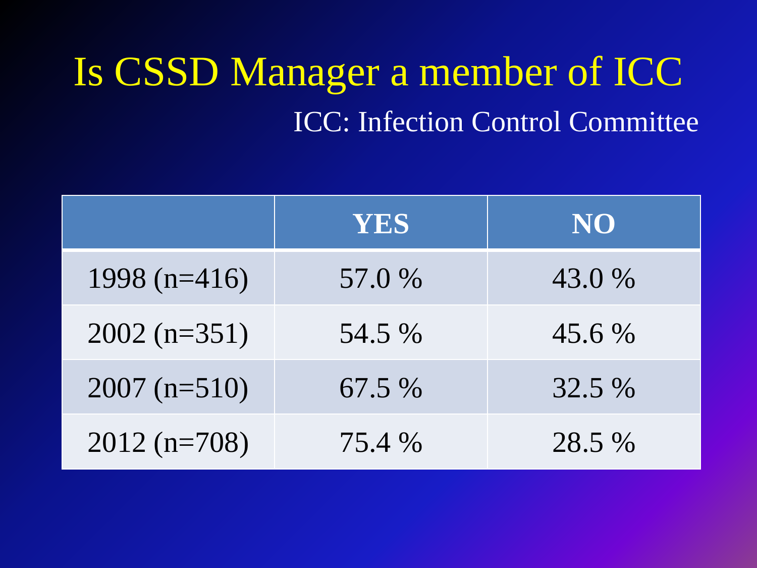# Is CSSD Manager a member of ICC

ICC: Infection Control Committee

| | YES | NO |
|---|---|---|
| 1998 (n=416) | 57.0 % | 43.0 % |
| 2002 (n=351) | 54.5 % | 45.6 % |
| 2007 (n=510) | 67.5 % | 32.5 % |
| 2012 (n=708) | 75.4 % | 28.5 % |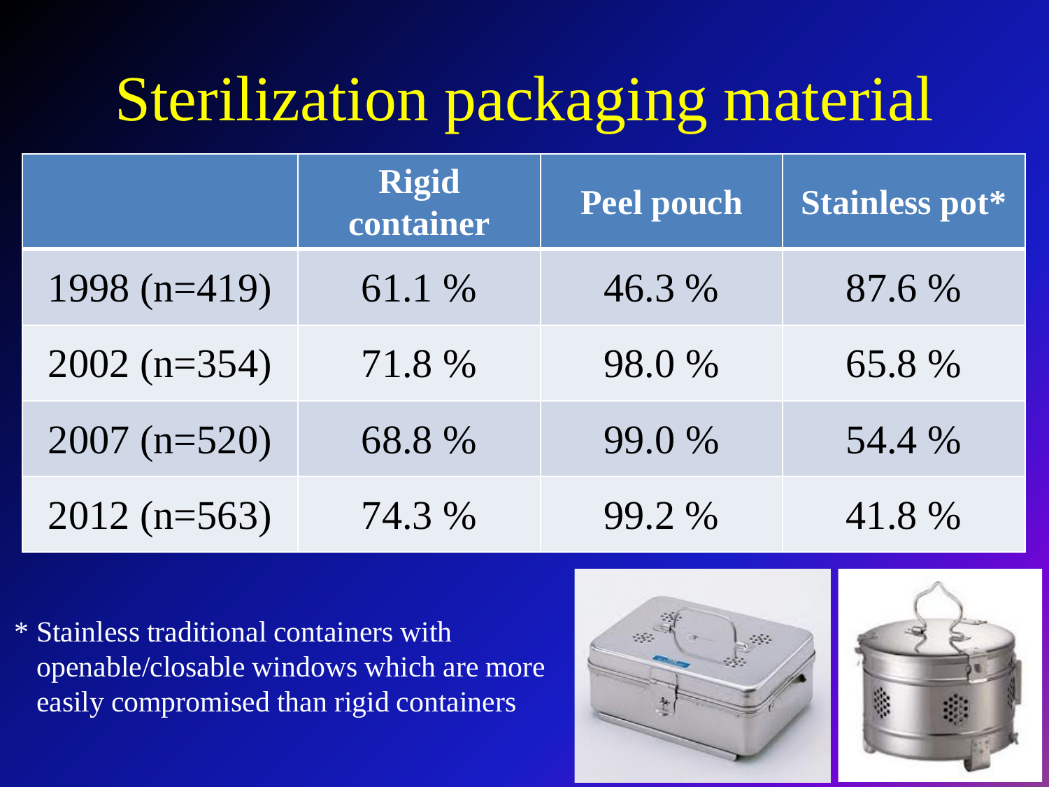# Sterilization packaging material

| | Rigid container | Peel pouch | Stainless pot* |
|---|---|---|---|
| 1998 (n=419) | 61.1 % | 46.3 % | 87.6 % |
| 2002 (n=354) | 71.8 % | 98.0 % | 65.8 % |
| 2007 (n=520) | 68.8 % | 99.0 % | 54.4 % |
| 2012 (n=563) | 74.3 % | 99.2 % | 41.8 % |

* Stainless traditional containers with openable/closable windows which are more easily compromised than rigid containers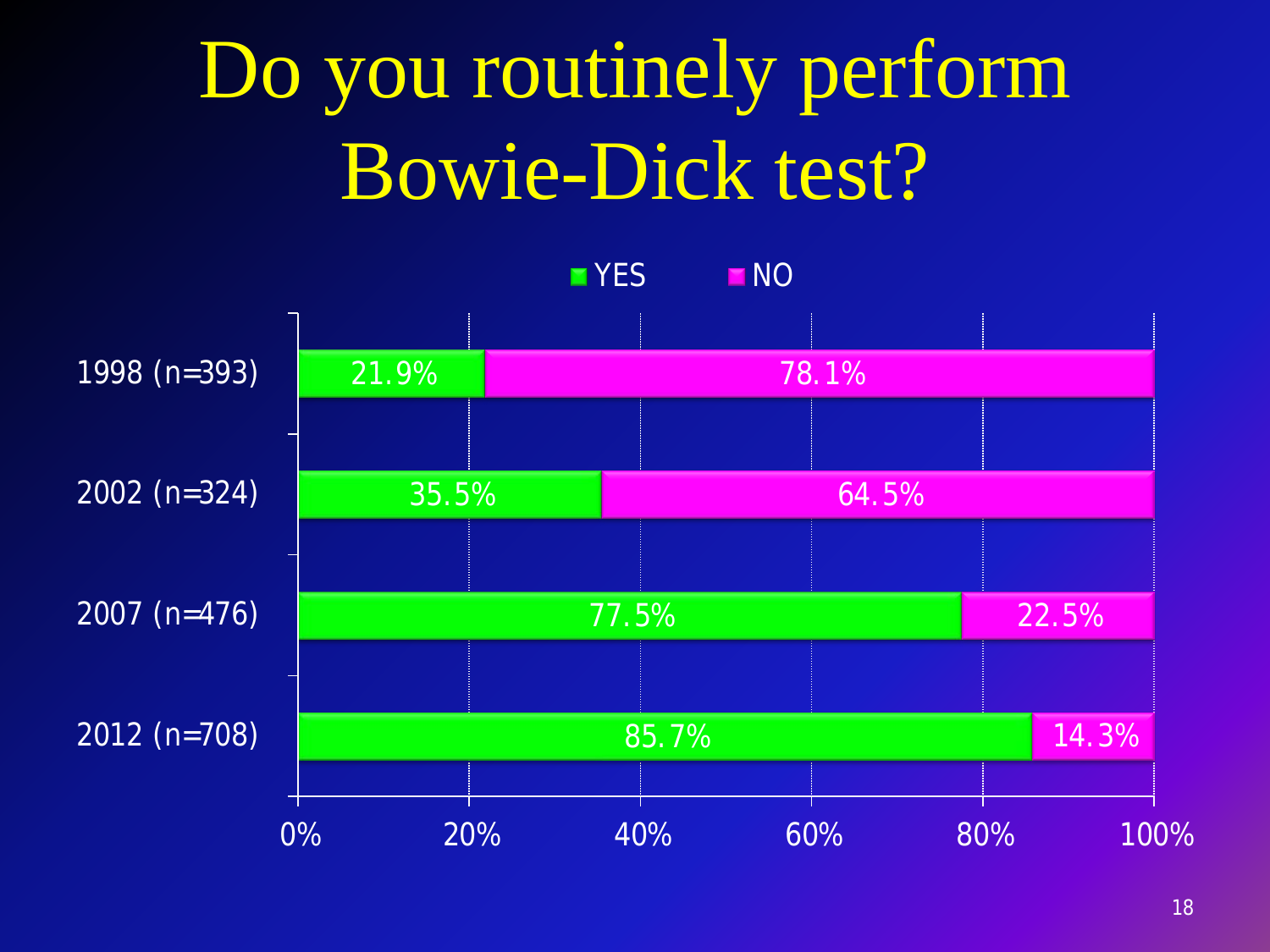# Do you routinely perform Bowie-Dick test?

| Year | YES | NO |
|---|---|---|
| 1998 (n=393) | 21.9% | 78.1% |
| 2002 (n=324) | 35.5% | 64.5% |
| 2007 (n=476) | 77.5% | 22.5% |
| 2012 (n=708) | 85.7% | 14.3% |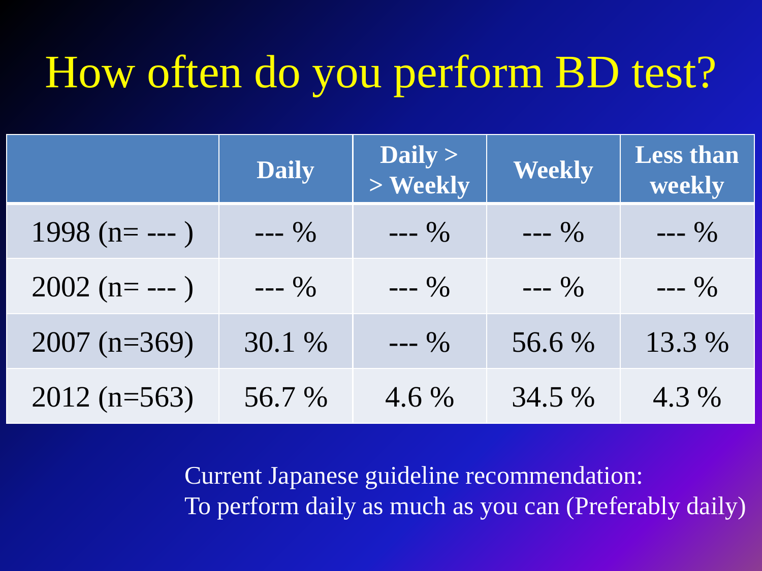# How often do you perform BD test?

| | Daily | Daily > > Weekly | Weekly | Less than weekly |
|---|---|---|---|---|
| 1998 (n= --- ) | --- % | --- % | --- % | --- % |
| 2002 (n= --- ) | --- % | --- % | --- % | --- % |
| 2007 (n=369) | 30.1 % | --- % | 56.6 % | 13.3 % |
| 2012 (n=563) | 56.7 % | 4.6 % | 34.5 % | 4.3 % |

Current Japanese guideline recommendation:
To perform daily as much as you can (Preferably daily)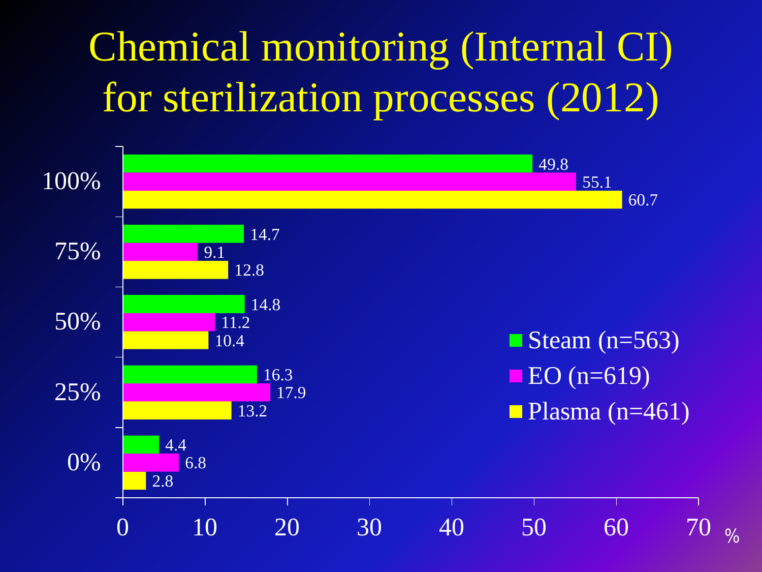# Chemical monitoring (Internal CI) for sterilization processes (2012)

| | Steam (n=563) | EO (n=619) | Plasma (n=461) |
|---|---|---|---|
| 100% | 49.8 | 55.1 | 60.7 |
| 75% | 14.7 | 9.1 | 12.8 |
| 50% | 14.8 | 11.2 | 10.4 |
| 25% | 16.3 | 17.9 | 13.2 |
| 0% | 4.4 | 6.8 | 2.8 |

%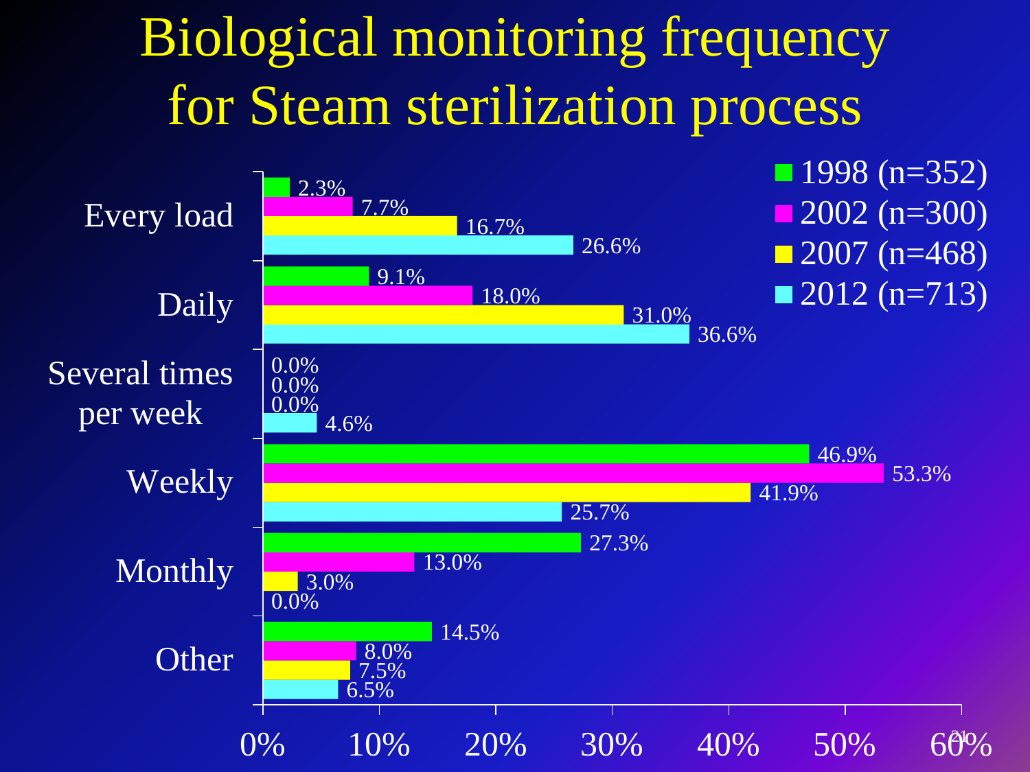# Biological monitoring frequency for Steam sterilization process

| | 1998 (n=352) | 2002 (n=300) | 2007 (n=468) | 2012 (n=713) |
|---|---|---|---|---|
| Every load | 2.3% | 7.7% | 16.7% | 26.6% |
| Daily | 9.1% | 18.0% | 31.0% | 36.6% |
| Several times per week | 0.0% | 0.0% | 0.0% | 4.6% |
| Weekly | 46.9% | 53.3% | 41.9% | 25.7% |
| Monthly | 27.3% | 13.0% | 3.0% | 0.0% |
| Other | 14.5% | 8.0% | 7.5% | 6.5% |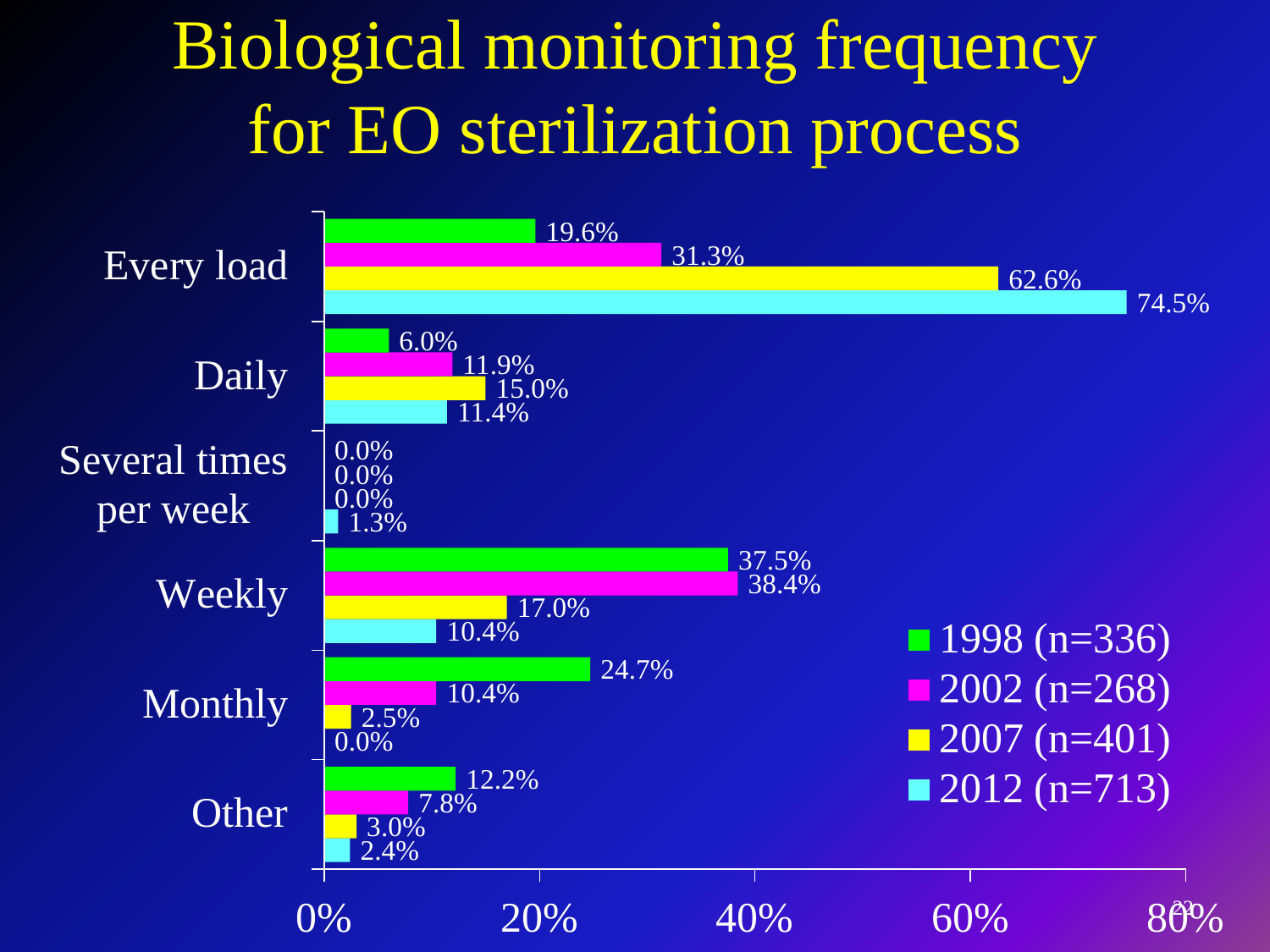# Biological monitoring frequency for EO sterilization process

| | 1998 (n=336) | 2002 (n=268) | 2007 (n=401) | 2012 (n=713) |
|---|---|---|---|---|
| Every load | 19.6% | 31.3% | 62.6% | 74.5% |
| Daily | 6.0% | 11.9% | 15.0% | 11.4% |
| Several times per week | 0.0% | 0.0% | 0.0% | 1.3% |
| Weekly | 37.5% | 38.4% | 17.0% | 10.4% |
| Monthly | 24.7% | 10.4% | 2.5% | 0.0% |
| Other | 12.2% | 7.8% | 3.0% | 2.4% |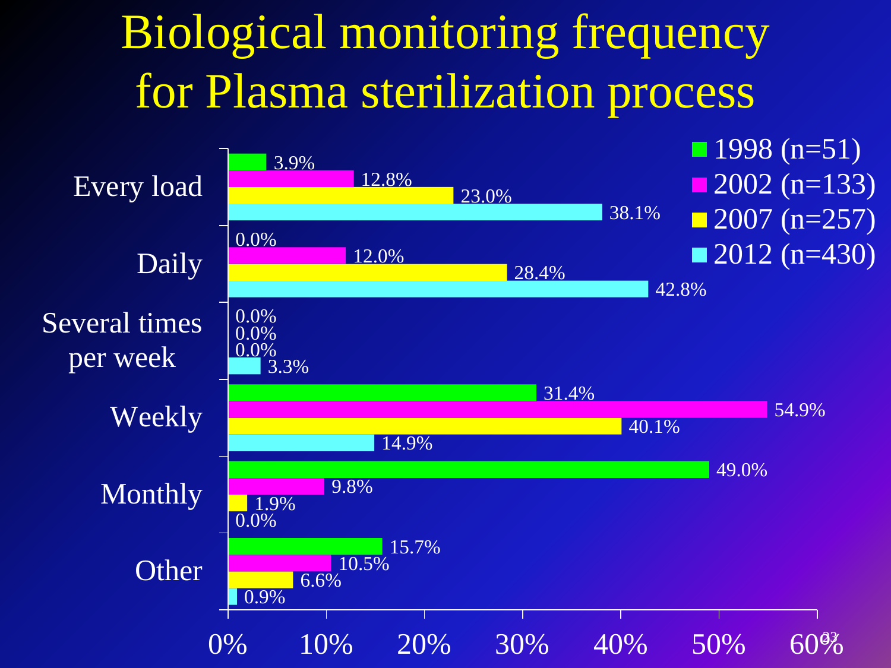# Biological monitoring frequency for Plasma sterilization process

| | 1998 (n=51) | 2002 (n=133) | 2007 (n=257) | 2012 (n=430) |
|---|---|---|---|---|
| Every load | 3.9% | 12.8% | 23.0% | 38.1% |
| Daily | 0.0% | 12.0% | 28.4% | 42.8% |
| Several times per week | 0.0% | 0.0% | 0.0% | 3.3% |
| Weekly | 31.4% | 54.9% | 40.1% | 14.9% |
| Monthly | 49.0% | 9.8% | 1.9% | 0.0% |
| Other | 15.7% | 10.5% | 6.6% | 0.9% |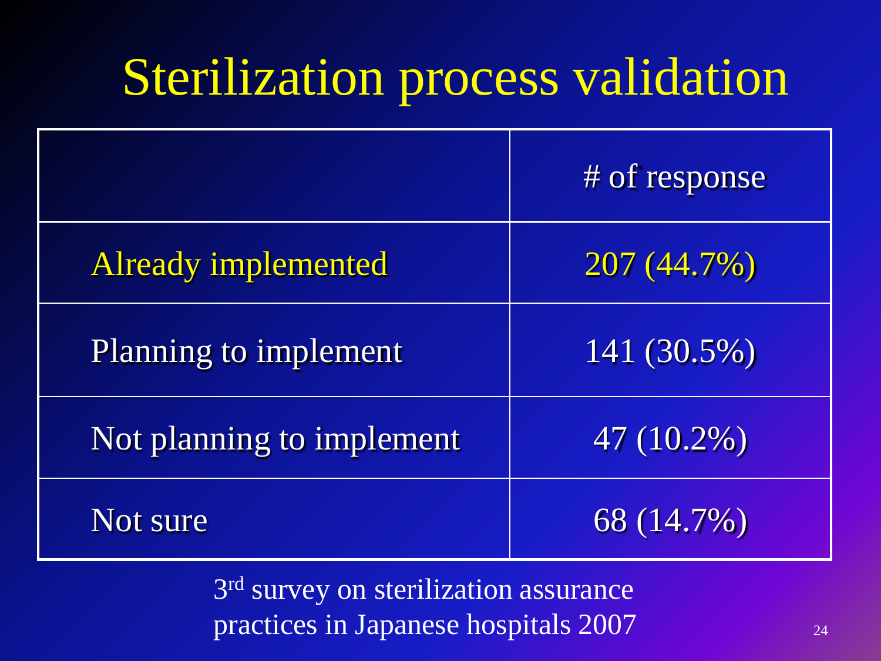# Sterilization process validation

| | # of response |
|---|---|
| Already implemented | 207 (44.7%) |
| Planning to implement | 141 (30.5%) |
| Not planning to implement | 47 (10.2%) |
| Not sure | 68 (14.7%) |

3rd survey on sterilization assurance practices in Japanese hospitals 2007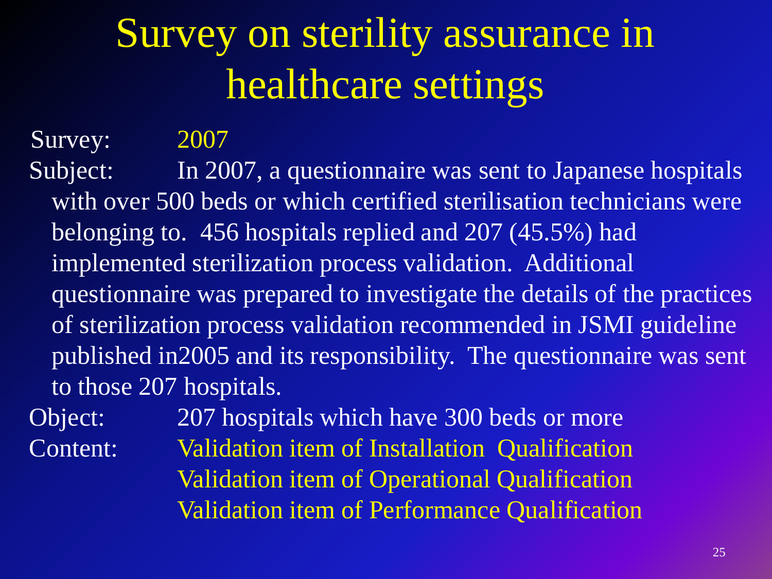# Survey on sterility assurance in healthcare settings

Survey: 2007

Subject: In 2007, a questionnaire was sent to Japanese hospitals with over 500 beds or which certified sterilisation technicians were belonging to. 456 hospitals replied and 207 (45.5%) had implemented sterilization process validation. Additional questionnaire was prepared to investigate the details of the practices of sterilization process validation recommended in JSMI guideline published in2005 and its responsibility. The questionnaire was sent to those 207 hospitals.

Object: 207 hospitals which have 300 beds or more

Content:
- Validation item of Installation Qualification
- Validation item of Operational Qualification
- Validation item of Performance Qualification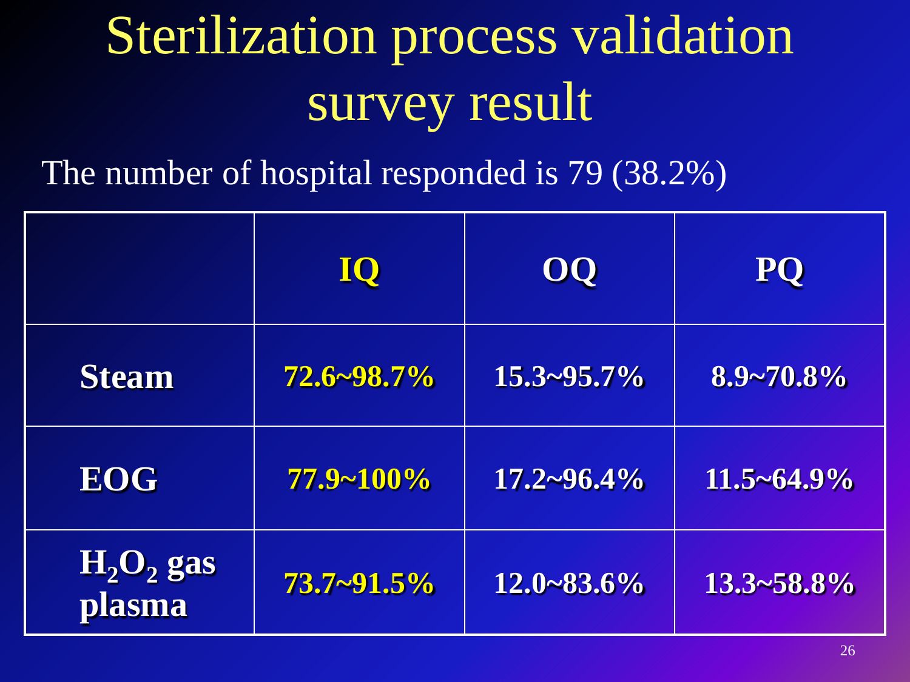# Sterilization process validation survey result

The number of hospital responded is 79 (38.2%)

| | IQ | OQ | PQ |
|---|---|---|---|
| **Steam** | **72.6~98.7%** | **15.3~95.7%** | **8.9~70.8%** |
| **EOG** | **77.9~100%** | **17.2~96.4%** | **11.5~64.9%** |
| **$H_2O_2$ gas plasma** | **73.7~91.5%** | **12.0~83.6%** | **13.3~58.8%** |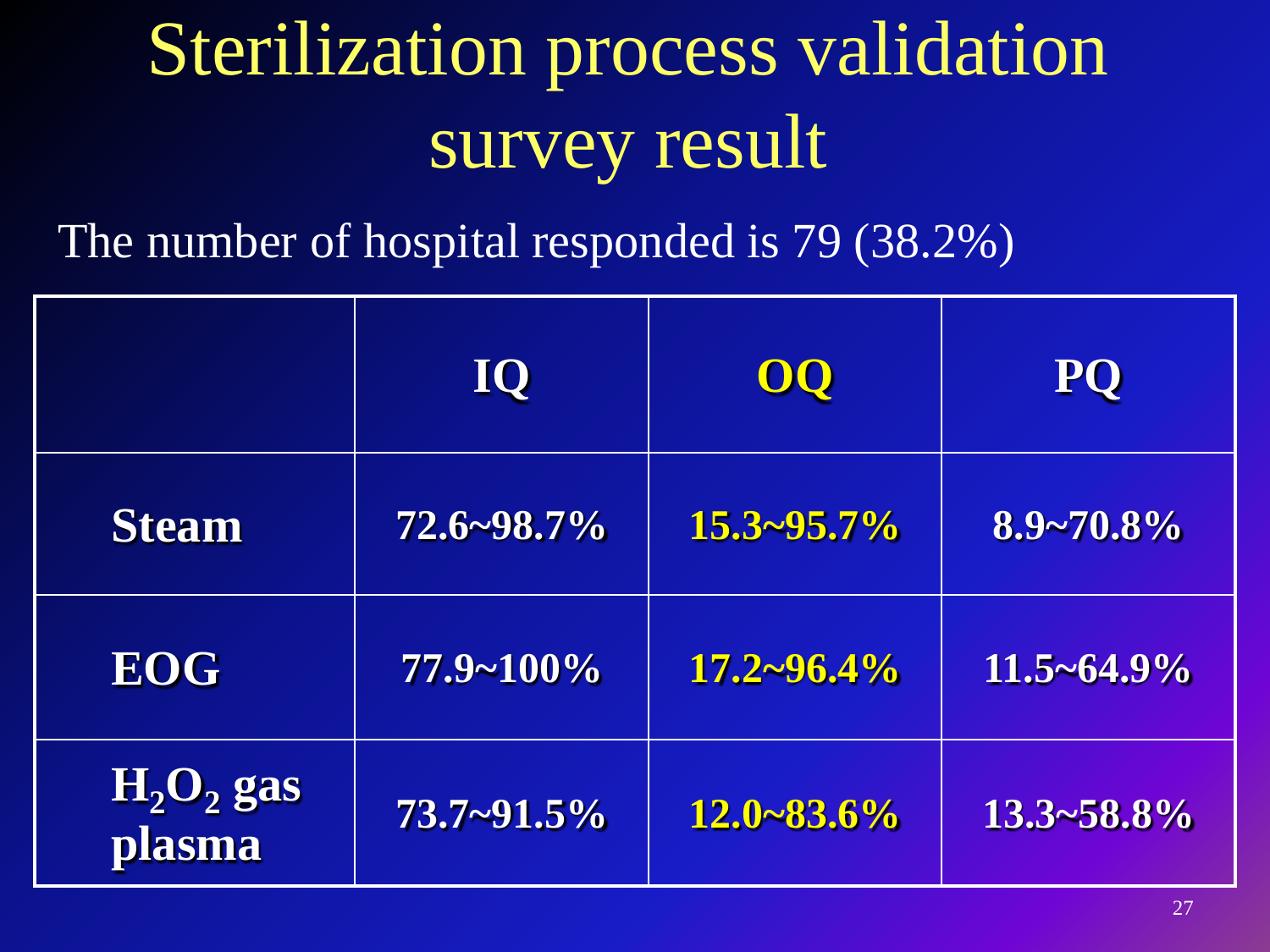# Sterilization process validation survey result

The number of hospital responded is 79 (38.2%)

| | IQ | OQ | PQ |
|---|---|---|---|
| **Steam** | **72.6~98.7%** | **15.3~95.7%** | **8.9~70.8%** |
| **EOG** | **77.9~100%** | **17.2~96.4%** | **11.5~64.9%** |
| **$H_2O_2$ gas plasma** | **73.7~91.5%** | **12.0~83.6%** | **13.3~58.8%** |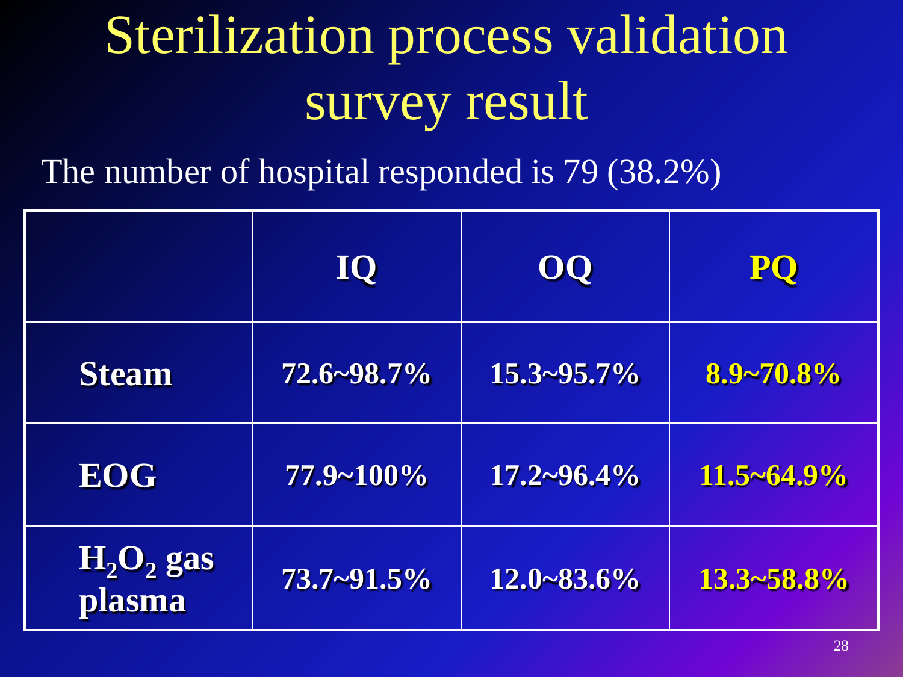# Sterilization process validation survey result

The number of hospital responded is 79 (38.2%)

| | IQ | OQ | PQ |
|---|---|---|---|
| **Steam** | **72.6~98.7%** | **15.3~95.7%** | **8.9~70.8%** |
| **EOG** | **77.9~100%** | **17.2~96.4%** | **11.5~64.9%** |
| **$H_2O_2$ gas plasma** | **73.7~91.5%** | **12.0~83.6%** | **13.3~58.8%** |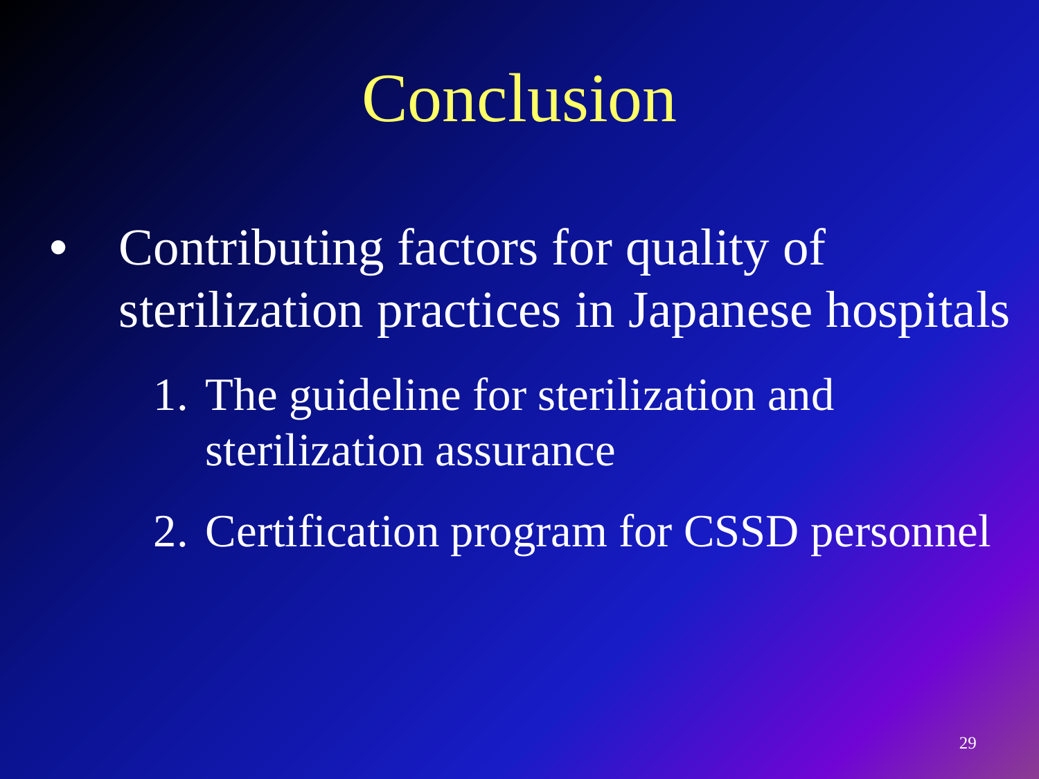# Conclusion

- Contributing factors for quality of sterilization practices in Japanese hospitals
  1. The guideline for sterilization and sterilization assurance
  2. Certification program for CSSD personnel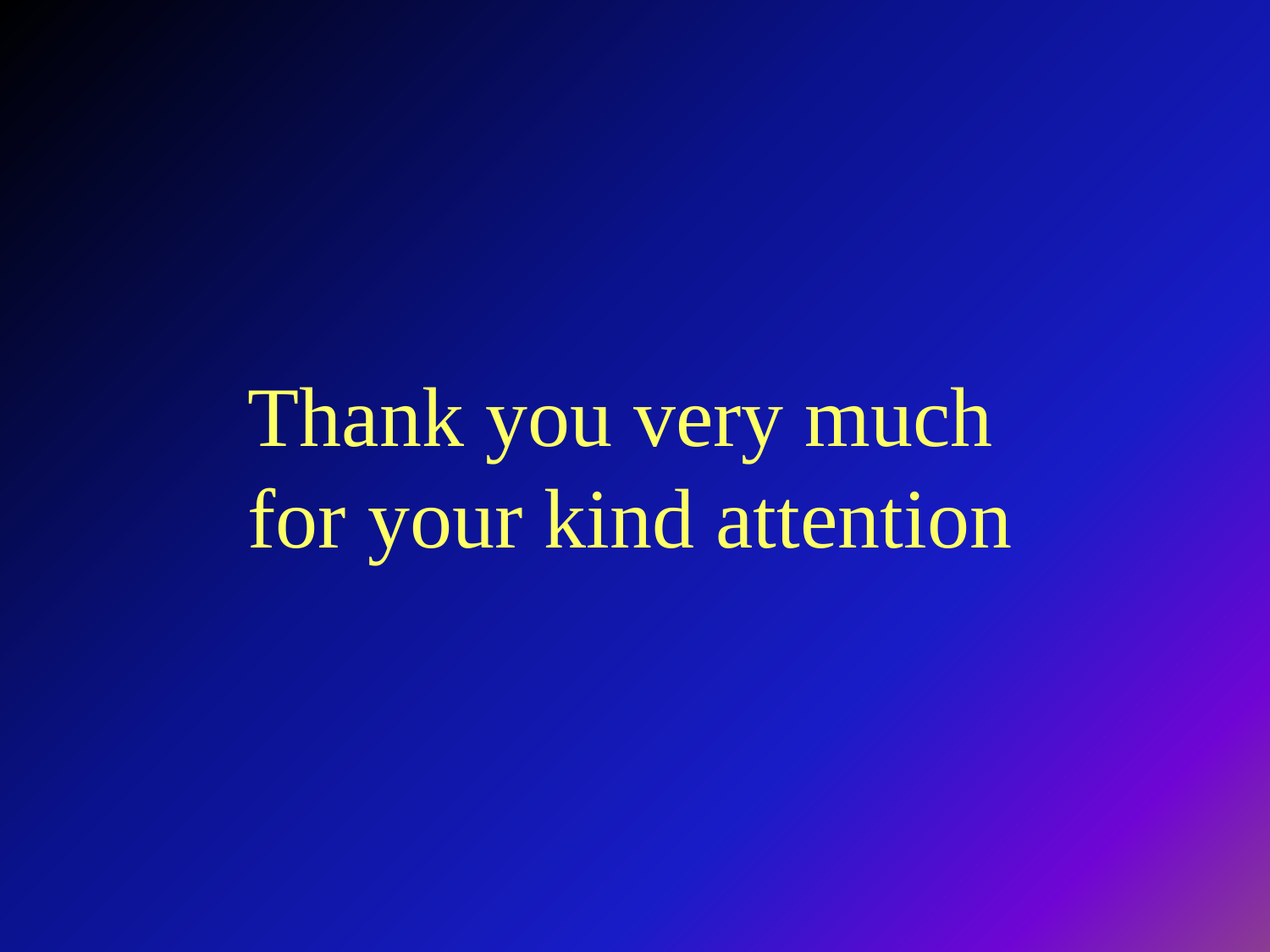Thank you very much
for your kind attention